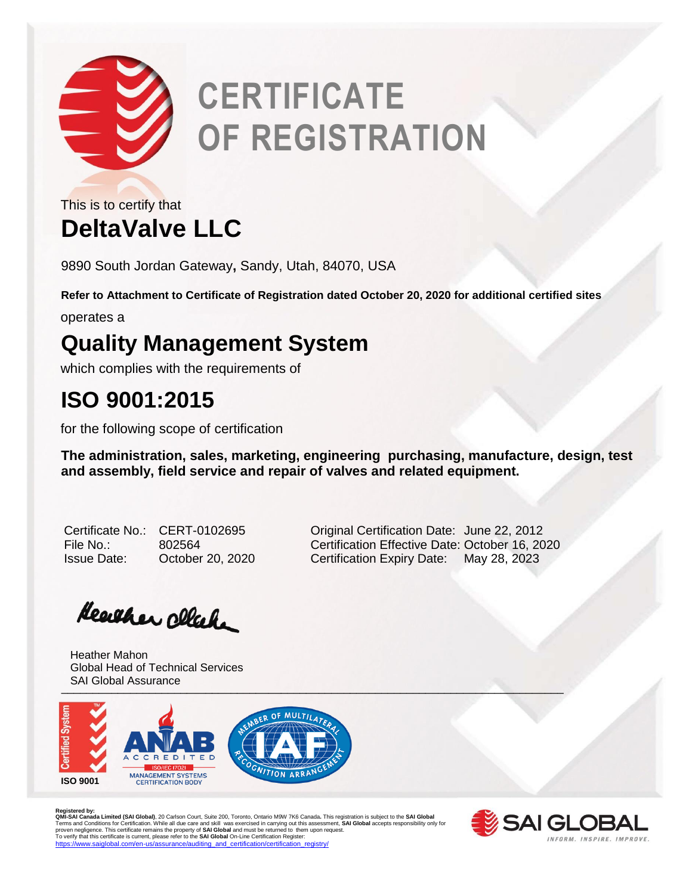# CERTIFICATE OF REGISTRATION

This is to certify that

## DeltaValve LLC

9890 South Jordan Gateway, Sandy, Utah, 84070, USA

**Refer to Attachment to Certificate of Registration dated October 20, 2020 for additional certified sites**

operates a

## Quality Management System

which complies with the requirements of

## ISO 9001:2015

for the following scope of certification

**The administration, sales, marketing, engineering purchasing, manufacture, design, test and assembly, field service and repair of valves and related equipment.**

| | | | |
|---|---|---|---|
| Certificate No.: | CERT-0102695 | Original Certification Date: | June 22, 2012 |
| File No.: | 802564 | Certification Effective Date: | October 16, 2020 |
| Issue Date: | October 20, 2020 | Certification Expiry Date: | May 28, 2023 |

Heather Mahon
Global Head of Technical Services
SAI Global Assurance

Certified System ISO 9001

ANAB ACCREDITED ISO/IEC 17021 MANAGEMENT SYSTEMS CERTIFICATION BODY

MEMBER OF MULTILATERAL RECOGNITION ARRANGEMENT IAF

**Registered by:**
**QMI-SAI Canada Limited (SAI Global)**, 20 Carlson Court, Suite 200, Toronto, Ontario M9W 7K6 Canada. This registration is subject to the **SAI Global** Terms and Conditions for Certification. While all due care and skill was exercised in carrying out this assessment, **SAI Global** accepts responsibility only for proven negligence. This certificate remains the property of **SAI Global** and must be returned to them upon request.
To verify that this certificate is current, please refer to the **SAI Global** On-Line Certification Register:
https://www.saiglobal.com/en-us/assurance/auditing_and_certification/certification_registry/

SAI GLOBAL
INFORM. INSPIRE. IMPROVE.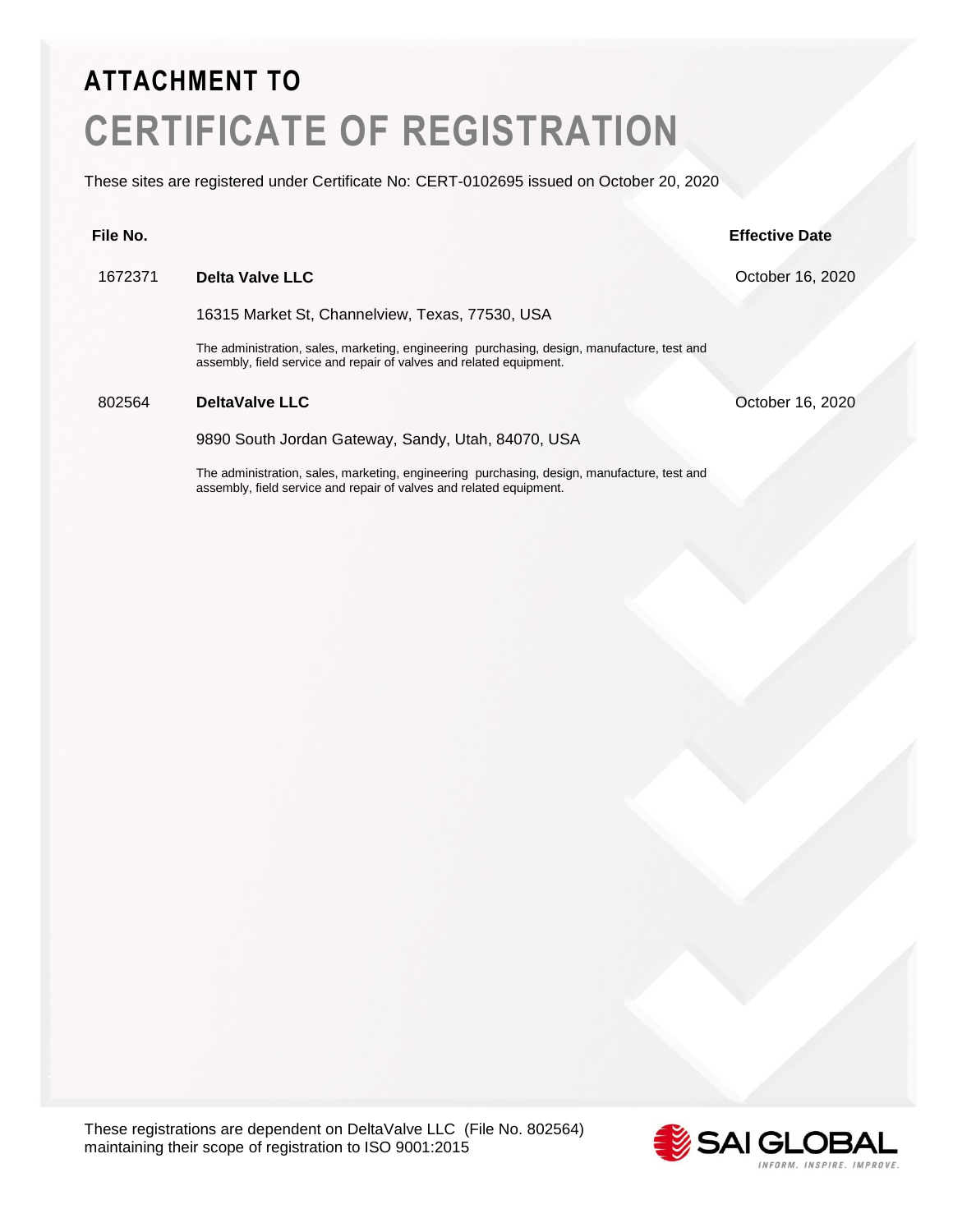## ATTACHMENT TO

# CERTIFICATE OF REGISTRATION

These sites are registered under Certificate No: CERT-0102695 issued on October 20, 2020

| File No. | | Effective Date |
|---|---|---|
| 1672371 | **Delta Valve LLC**<br>16315 Market St, Channelview, Texas, 77530, USA<br>The administration, sales, marketing, engineering purchasing, design, manufacture, test and assembly, field service and repair of valves and related equipment. | October 16, 2020 |
| 802564 | **DeltaValve LLC**<br>9890 South Jordan Gateway, Sandy, Utah, 84070, USA<br>The administration, sales, marketing, engineering purchasing, design, manufacture, test and assembly, field service and repair of valves and related equipment. | October 16, 2020 |

These registrations are dependent on DeltaValve LLC (File No. 802564) maintaining their scope of registration to ISO 9001:2015

SAI GLOBAL
INFORM. INSPIRE. IMPROVE.